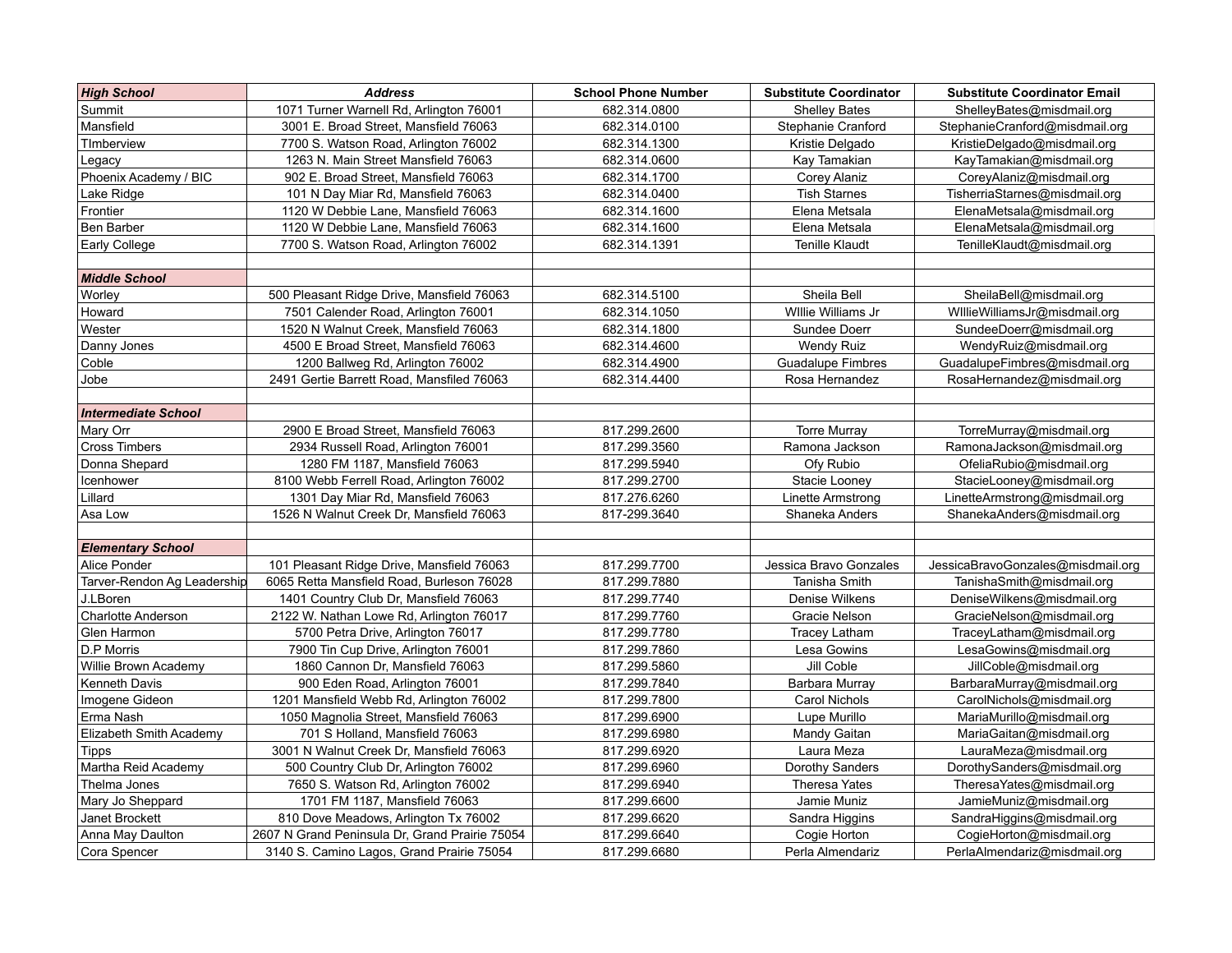| ***High School*** | ***Address*** | **School Phone Number** | **Substitute Coordinator** | **Substitute Coordinator Email** |
|---|---|---|---|---|
| Summit | 1071 Turner Warnell Rd, Arlington 76001 | 682.314.0800 | Shelley Bates | ShelleyBates@misdmail.org |
| Mansfield | 3001 E. Broad Street, Mansfield 76063 | 682.314.0100 | Stephanie Cranford | StephanieCranford@misdmail.org |
| TImberview | 7700 S. Watson Road, Arlington 76002 | 682.314.1300 | Kristie Delgado | KristieDelgado@misdmail.org |
| Legacy | 1263 N. Main Street Mansfield 76063 | 682.314.0600 | Kay Tamakian | KayTamakian@misdmail.org |
| Phoenix Academy / BIC | 902 E. Broad Street, Mansfield 76063 | 682.314.1700 | Corey Alaniz | CoreyAlaniz@misdmail.org |
| Lake Ridge | 101 N Day Miar Rd, Mansfield 76063 | 682.314.0400 | Tish Starnes | TisherriaStarnes@misdmail.org |
| Frontier | 1120 W Debbie Lane, Mansfield 76063 | 682.314.1600 | Elena Metsala | ElenaMetsala@misdmail.org |
| Ben Barber | 1120 W Debbie Lane, Mansfield 76063 | 682.314.1600 | Elena Metsala | ElenaMetsala@misdmail.org |
| Early College | 7700 S. Watson Road, Arlington 76002 | 682.314.1391 | Tenille Klaudt | TenilleKlaudt@misdmail.org |
| | | | | |
| ***Middle School*** | | | | |
| Worley | 500 Pleasant Ridge Drive, Mansfield 76063 | 682.314.5100 | Sheila Bell | SheilaBell@misdmail.org |
| Howard | 7501 Calender Road, Arlington 76001 | 682.314.1050 | WIllie Williams Jr | WIllieWilliamsJr@misdmail.org |
| Wester | 1520 N Walnut Creek, Mansfield 76063 | 682.314.1800 | Sundee Doerr | SundeeDoerr@misdmail.org |
| Danny Jones | 4500 E Broad Street, Mansfield 76063 | 682.314.4600 | Wendy Ruiz | WendyRuiz@misdmail.org |
| Coble | 1200 Ballweg Rd, Arlington 76002 | 682.314.4900 | Guadalupe Fimbres | GuadalupeFimbres@misdmail.org |
| Jobe | 2491 Gertie Barrett Road, Mansfiled 76063 | 682.314.4400 | Rosa Hernandez | RosaHernandez@misdmail.org |
| | | | | |
| ***Intermediate School*** | | | | |
| Mary Orr | 2900 E Broad Street, Mansfield 76063 | 817.299.2600 | Torre Murray | TorreMurray@misdmail.org |
| Cross Timbers | 2934 Russell Road, Arlington 76001 | 817.299.3560 | Ramona Jackson | RamonaJackson@misdmail.org |
| Donna Shepard | 1280 FM 1187, Mansfield 76063 | 817.299.5940 | Ofy Rubio | OfeliaRubio@misdmail.org |
| Icenhower | 8100 Webb Ferrell Road, Arlington 76002 | 817.299.2700 | Stacie Looney | StacieLooney@misdmail.org |
| Lillard | 1301 Day Miar Rd, Mansfield 76063 | 817.276.6260 | Linette Armstrong | LinetteArmstrong@misdmail.org |
| Asa Low | 1526 N Walnut Creek Dr, Mansfield 76063 | 817-299.3640 | Shaneka Anders | ShanekaAnders@misdmail.org |
| | | | | |
| ***Elementary School*** | | | | |
| Alice Ponder | 101 Pleasant Ridge Drive, Mansfield 76063 | 817.299.7700 | Jessica Bravo Gonzales | JessicaBravoGonzales@misdmail.org |
| Tarver-Rendon Ag Leadership | 6065 Retta Mansfield Road, Burleson 76028 | 817.299.7880 | Tanisha Smith | TanishaSmith@misdmail.org |
| J.LBoren | 1401 Country Club Dr, Mansfield 76063 | 817.299.7740 | Denise Wilkens | DeniseWilkens@misdmail.org |
| Charlotte Anderson | 2122 W. Nathan Lowe Rd, Arlington 76017 | 817.299.7760 | Gracie Nelson | GracieNelson@misdmail.org |
| Glen Harmon | 5700 Petra Drive, Arlington 76017 | 817.299.7780 | Tracey Latham | TraceyLatham@misdmail.org |
| D.P Morris | 7900 Tin Cup Drive, Arlington 76001 | 817.299.7860 | Lesa Gowins | LesaGowins@misdmail.org |
| Willie Brown Academy | 1860 Cannon Dr, Mansfield 76063 | 817.299.5860 | Jill Coble | JillCoble@misdmail.org |
| Kenneth Davis | 900 Eden Road, Arlington 76001 | 817.299.7840 | Barbara Murray | BarbaraMurray@misdmail.org |
| Imogene Gideon | 1201 Mansfield Webb Rd, Arlington 76002 | 817.299.7800 | Carol Nichols | CarolNichols@misdmail.org |
| Erma Nash | 1050 Magnolia Street, Mansfield 76063 | 817.299.6900 | Lupe Murillo | MariaMurillo@misdmail.org |
| Elizabeth Smith Academy | 701 S Holland, Mansfield 76063 | 817.299.6980 | Mandy Gaitan | MariaGaitan@misdmail.org |
| Tipps | 3001 N Walnut Creek Dr, Mansfield 76063 | 817.299.6920 | Laura Meza | LauraMeza@misdmail.org |
| Martha Reid Academy | 500 Country Club Dr, Arlington 76002 | 817.299.6960 | Dorothy Sanders | DorothySanders@misdmail.org |
| Thelma Jones | 7650 S. Watson Rd, Arlington 76002 | 817.299.6940 | Theresa Yates | TheresaYates@misdmail.org |
| Mary Jo Sheppard | 1701 FM 1187, Mansfield 76063 | 817.299.6600 | Jamie Muniz | JamieMuniz@misdmail.org |
| Janet Brockett | 810 Dove Meadows, Arlington Tx 76002 | 817.299.6620 | Sandra Higgins | SandraHiggins@misdmail.org |
| Anna May Daulton | 2607 N Grand Peninsula Dr, Grand Prairie 75054 | 817.299.6640 | Cogie Horton | CogieHorton@misdmail.org |
| Cora Spencer | 3140 S. Camino Lagos, Grand Prairie 75054 | 817.299.6680 | Perla Almendariz | PerlaAlmendariz@misdmail.org |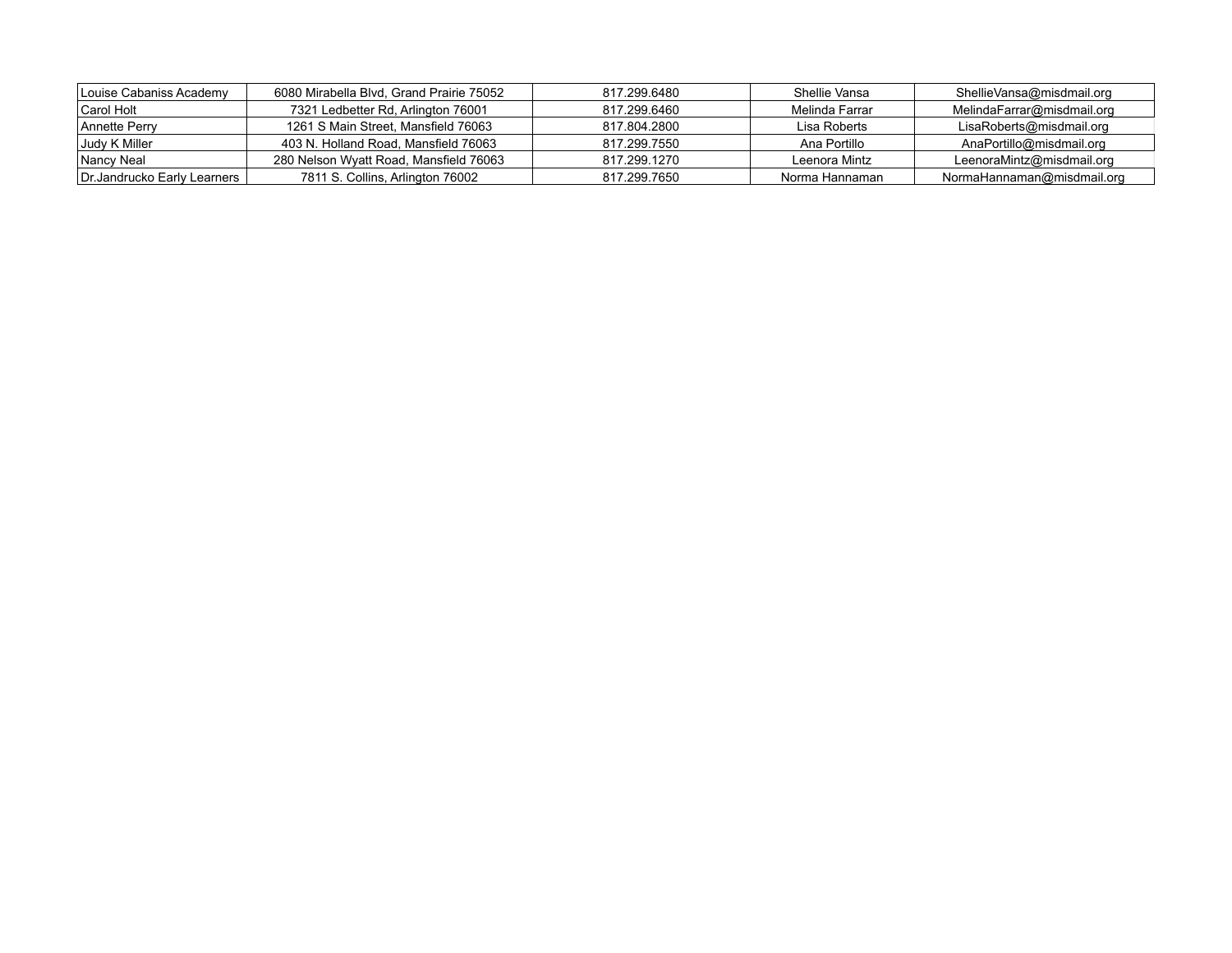| | | | | |
|---|---|---|---|---|
| Louise Cabaniss Academy | 6080 Mirabella Blvd, Grand Prairie 75052 | 817.299.6480 | Shellie Vansa | ShellieVansa@misdmail.org |
| Carol Holt | 7321 Ledbetter Rd, Arlington 76001 | 817.299.6460 | Melinda Farrar | MelindaFarrar@misdmail.org |
| Annette Perry | 1261 S Main Street, Mansfield 76063 | 817.804.2800 | Lisa Roberts | LisaRoberts@misdmail.org |
| Judy K Miller | 403 N. Holland Road, Mansfield 76063 | 817.299.7550 | Ana Portillo | AnaPortillo@misdmail.org |
| Nancy Neal | 280 Nelson Wyatt Road, Mansfield 76063 | 817.299.1270 | Leenora Mintz | LeenoraMintz@misdmail.org |
| Dr.Jandrucko Early Learners | 7811 S. Collins, Arlington 76002 | 817.299.7650 | Norma Hannaman | NormaHannaman@misdmail.org |